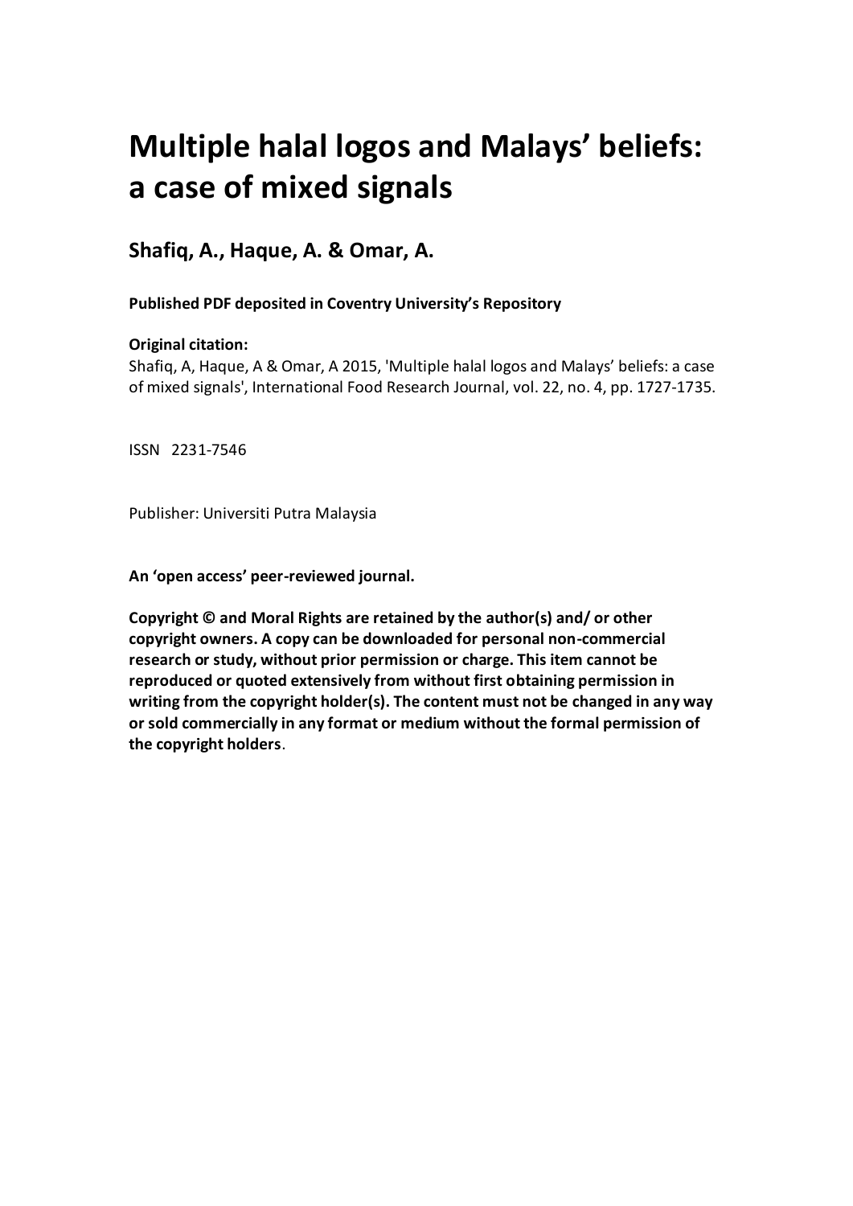# Multiple halal logos and Malays' beliefs: a case of mixed signals

**Shafiq, A., Haque, A. & Omar, A.**

**Published PDF deposited in Coventry University's Repository**

**Original citation:**

Shafiq, A, Haque, A & Omar, A 2015, 'Multiple halal logos and Malays' beliefs: a case of mixed signals', International Food Research Journal, vol. 22, no. 4, pp. 1727-1735.

ISSN 2231-7546

Publisher: Universiti Putra Malaysia

**An 'open access' peer-reviewed journal.**

**Copyright © and Moral Rights are retained by the author(s) and/ or other copyright owners. A copy can be downloaded for personal non-commercial research or study, without prior permission or charge. This item cannot be reproduced or quoted extensively from without first obtaining permission in writing from the copyright holder(s). The content must not be changed in any way or sold commercially in any format or medium without the formal permission of the copyright holders**.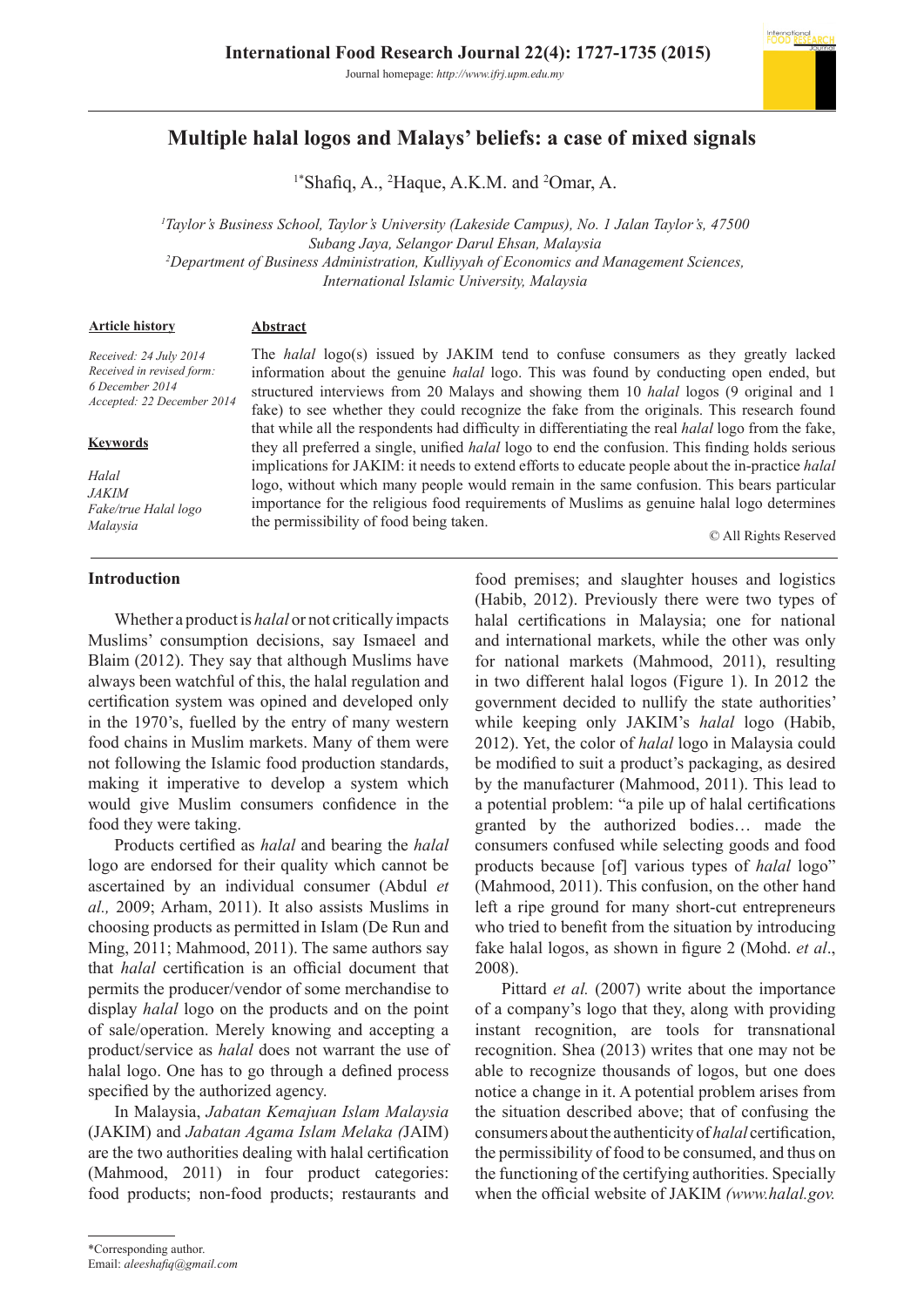# Multiple halal logos and Malays' beliefs: a case of mixed signals

[1*]Shafiq, A., [2]Haque, A.K.M. and [2]Omar, A.

[1]*Taylor's Business School, Taylor's University (Lakeside Campus), No. 1 Jalan Taylor's, 47500 Subang Jaya, Selangor Darul Ehsan, Malaysia*
[2]*Department of Business Administration, Kulliyyah of Economics and Management Sciences, International Islamic University, Malaysia*

**Article history**

*Received: 24 July 2014*
*Received in revised form: 6 December 2014*
*Accepted: 22 December 2014*

**Keywords**

*Halal*
*JAKIM*
*Fake/true Halal logo*
*Malaysia*

**Abstract**

The *halal* logo(s) issued by JAKIM tend to confuse consumers as they greatly lacked information about the genuine *halal* logo. This was found by conducting open ended, but structured interviews from 20 Malays and showing them 10 *halal* logos (9 original and 1 fake) to see whether they could recognize the fake from the originals. This research found that while all the respondents had difficulty in differentiating the real *halal* logo from the fake, they all preferred a single, unified *halal* logo to end the confusion. This finding holds serious implications for JAKIM: it needs to extend efforts to educate people about the in-practice *halal* logo, without which many people would remain in the same confusion. This bears particular importance for the religious food requirements of Muslims as genuine halal logo determines the permissibility of food being taken.

© All Rights Reserved

## Introduction

Whether a product is *halal* or not critically impacts Muslims' consumption decisions, say Ismaeel and Blaim (2012). They say that although Muslims have always been watchful of this, the halal regulation and certification system was opined and developed only in the 1970's, fuelled by the entry of many western food chains in Muslim markets. Many of them were not following the Islamic food production standards, making it imperative to develop a system which would give Muslim consumers confidence in the food they were taking.

Products certified as *halal* and bearing the *halal* logo are endorsed for their quality which cannot be ascertained by an individual consumer (Abdul *et al.,* 2009; Arham, 2011). It also assists Muslims in choosing products as permitted in Islam (De Run and Ming, 2011; Mahmood, 2011). The same authors say that *halal* certification is an official document that permits the producer/vendor of some merchandise to display *halal* logo on the products and on the point of sale/operation. Merely knowing and accepting a product/service as *halal* does not warrant the use of halal logo. One has to go through a defined process specified by the authorized agency.

In Malaysia, *Jabatan Kemajuan Islam Malaysia* (JAKIM) and *Jabatan Agama Islam Melaka (*JAIM) are the two authorities dealing with halal certification (Mahmood, 2011) in four product categories: food products; non-food products; restaurants and food premises; and slaughter houses and logistics (Habib, 2012). Previously there were two types of halal certifications in Malaysia; one for national and international markets, while the other was only for national markets (Mahmood, 2011), resulting in two different halal logos (Figure 1). In 2012 the government decided to nullify the state authorities' while keeping only JAKIM's *halal* logo (Habib, 2012). Yet, the color of *halal* logo in Malaysia could be modified to suit a product's packaging, as desired by the manufacturer (Mahmood, 2011). This lead to a potential problem: "a pile up of halal certifications granted by the authorized bodies… made the consumers confused while selecting goods and food products because [of] various types of *halal* logo" (Mahmood, 2011). This confusion, on the other hand left a ripe ground for many short-cut entrepreneurs who tried to benefit from the situation by introducing fake halal logos, as shown in figure 2 (Mohd. *et al*., 2008).

Pittard *et al.* (2007) write about the importance of a company's logo that they, along with providing instant recognition, are tools for transnational recognition. Shea (2013) writes that one may not be able to recognize thousands of logos, but one does notice a change in it. A potential problem arises from the situation described above; that of confusing the consumers about the authenticity of *halal* certification, the permissibility of food to be consumed, and thus on the functioning of the certifying authorities. Specially when the official website of JAKIM *(www.halal.gov.*

*Corresponding author.
Email: *aleeshafiq@gmail.com*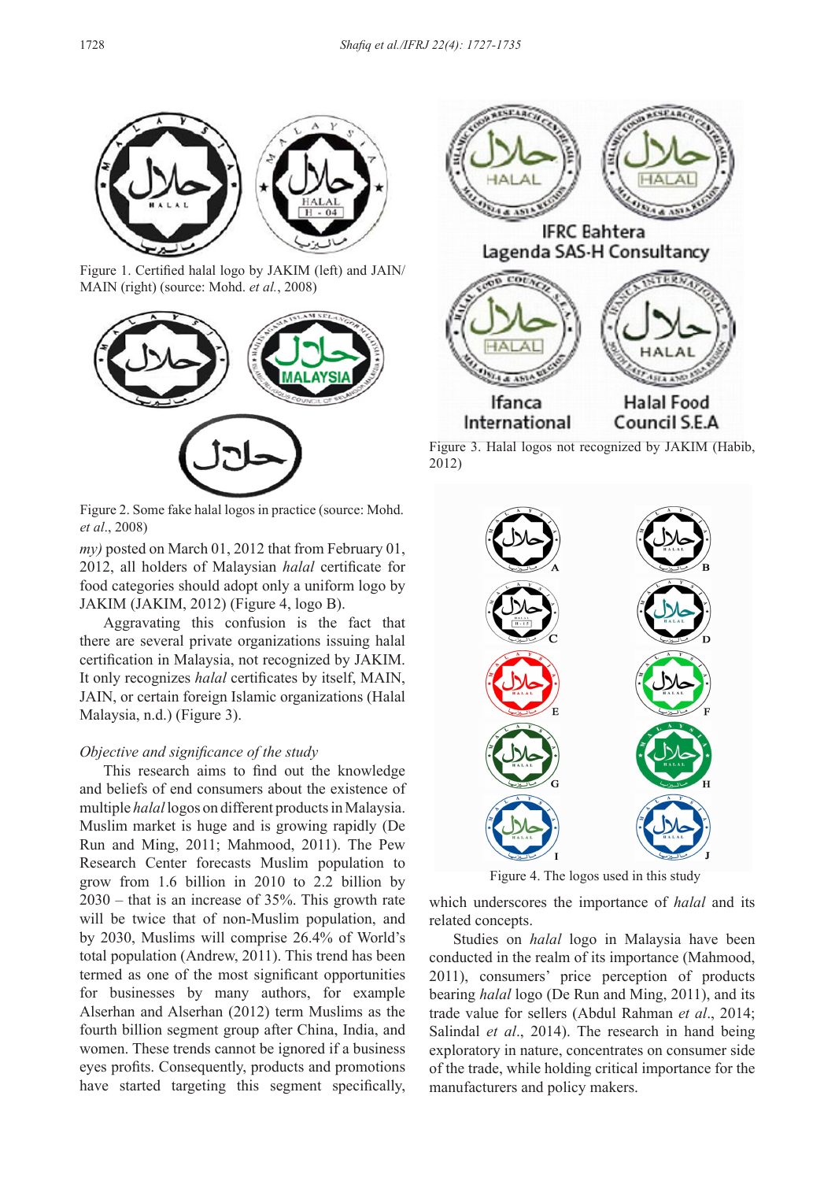Figure 1. Certified halal logo by JAKIM (left) and JAIN/MAIN (right) (source: Mohd. *et al.*, 2008)

Figure 2. Some fake halal logos in practice (source: Mohd. *et al.*, 2008)

*my)* posted on March 01, 2012 that from February 01, 2012, all holders of Malaysian *halal* certificate for food categories should adopt only a uniform logo by JAKIM (JAKIM, 2012) (Figure 4, logo B).

Aggravating this confusion is the fact that there are several private organizations issuing halal certification in Malaysia, not recognized by JAKIM. It only recognizes *halal* certificates by itself, MAIN, JAIN, or certain foreign Islamic organizations (Halal Malaysia, n.d.) (Figure 3).

*Objective and significance of the study*

This research aims to find out the knowledge and beliefs of end consumers about the existence of multiple *halal* logos on different products in Malaysia. Muslim market is huge and is growing rapidly (De Run and Ming, 2011; Mahmood, 2011). The Pew Research Center forecasts Muslim population to grow from 1.6 billion in 2010 to 2.2 billion by 2030 – that is an increase of 35%. This growth rate will be twice that of non-Muslim population, and by 2030, Muslims will comprise 26.4% of World's total population (Andrew, 2011). This trend has been termed as one of the most significant opportunities for businesses by many authors, for example Alserhan and Alserhan (2012) term Muslims as the fourth billion segment group after China, India, and women. These trends cannot be ignored if a business eyes profits. Consequently, products and promotions have started targeting this segment specifically,

Figure 3. Halal logos not recognized by JAKIM (Habib, 2012)

Figure 4. The logos used in this study

which underscores the importance of *halal* and its related concepts.

Studies on *halal* logo in Malaysia have been conducted in the realm of its importance (Mahmood, 2011), consumers' price perception of products bearing *halal* logo (De Run and Ming, 2011), and its trade value for sellers (Abdul Rahman *et al*., 2014; Salindal *et al*., 2014). The research in hand being exploratory in nature, concentrates on consumer side of the trade, while holding critical importance for the manufacturers and policy makers.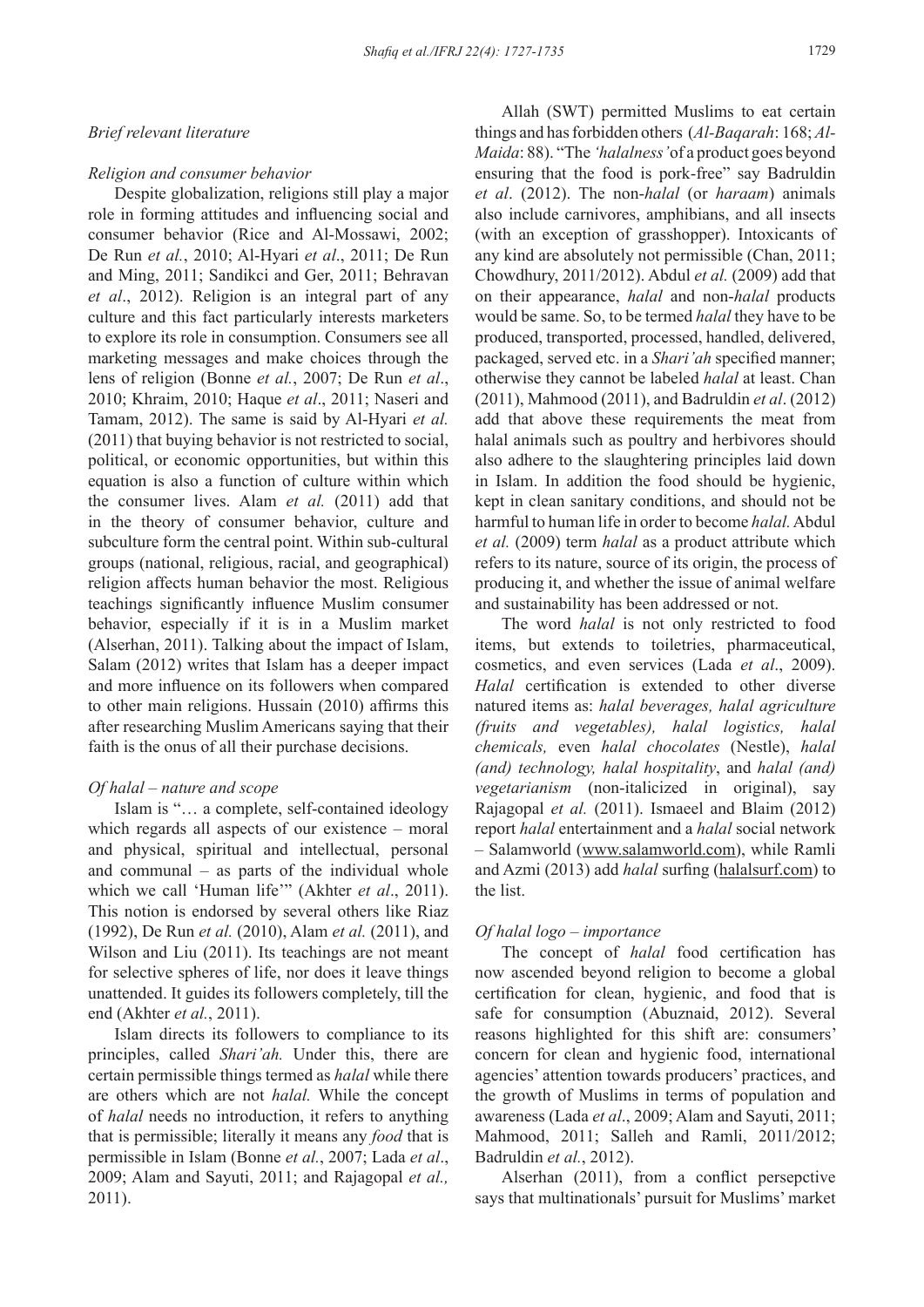*Brief relevant literature*

*Religion and consumer behavior*

Despite globalization, religions still play a major role in forming attitudes and influencing social and consumer behavior (Rice and Al-Mossawi, 2002; De Run *et al.*, 2010; Al-Hyari *et al*., 2011; De Run and Ming, 2011; Sandikci and Ger, 2011; Behravan *et al*., 2012). Religion is an integral part of any culture and this fact particularly interests marketers to explore its role in consumption. Consumers see all marketing messages and make choices through the lens of religion (Bonne *et al.*, 2007; De Run *et al*., 2010; Khraim, 2010; Haque *et al*., 2011; Naseri and Tamam, 2012). The same is said by Al-Hyari *et al.* (2011) that buying behavior is not restricted to social, political, or economic opportunities, but within this equation is also a function of culture within which the consumer lives. Alam *et al.* (2011) add that in the theory of consumer behavior, culture and subculture form the central point. Within sub-cultural groups (national, religious, racial, and geographical) religion affects human behavior the most. Religious teachings significantly influence Muslim consumer behavior, especially if it is in a Muslim market (Alserhan, 2011). Talking about the impact of Islam, Salam (2012) writes that Islam has a deeper impact and more influence on its followers when compared to other main religions. Hussain (2010) affirms this after researching Muslim Americans saying that their faith is the onus of all their purchase decisions.

*Of halal – nature and scope*

Islam is "… a complete, self-contained ideology which regards all aspects of our existence – moral and physical, spiritual and intellectual, personal and communal – as parts of the individual whole which we call 'Human life'" (Akhter *et al*., 2011). This notion is endorsed by several others like Riaz (1992), De Run *et al.* (2010), Alam *et al.* (2011), and Wilson and Liu (2011). Its teachings are not meant for selective spheres of life, nor does it leave things unattended. It guides its followers completely, till the end (Akhter *et al.*, 2011).

Islam directs its followers to compliance to its principles, called *Shari'ah.* Under this, there are certain permissible things termed as *halal* while there are others which are not *halal.* While the concept of *halal* needs no introduction, it refers to anything that is permissible; literally it means any *food* that is permissible in Islam (Bonne *et al.*, 2007; Lada *et al*., 2009; Alam and Sayuti, 2011; and Rajagopal *et al.,* 2011).

Allah (SWT) permitted Muslims to eat certain things and has forbidden others (*Al-Baqarah*: 168; *Al-Maida*: 88). "The *'halalness'* of a product goes beyond ensuring that the food is pork-free" say Badruldin *et al*. (2012). The non-*halal* (or *haraam*) animals also include carnivores, amphibians, and all insects (with an exception of grasshopper). Intoxicants of any kind are absolutely not permissible (Chan, 2011; Chowdhury, 2011/2012). Abdul *et al.* (2009) add that on their appearance, *halal* and non-*halal* products would be same. So, to be termed *halal* they have to be produced, transported, processed, handled, delivered, packaged, served etc. in a *Shari'ah* specified manner; otherwise they cannot be labeled *halal* at least. Chan (2011), Mahmood (2011), and Badruldin *et al*. (2012) add that above these requirements the meat from halal animals such as poultry and herbivores should also adhere to the slaughtering principles laid down in Islam. In addition the food should be hygienic, kept in clean sanitary conditions, and should not be harmful to human life in order to become *halal.* Abdul *et al.* (2009) term *halal* as a product attribute which refers to its nature, source of its origin, the process of producing it, and whether the issue of animal welfare and sustainability has been addressed or not.

The word *halal* is not only restricted to food items, but extends to toiletries, pharmaceutical, cosmetics, and even services (Lada *et al*., 2009). *Halal* certification is extended to other diverse natured items as: *halal beverages, halal agriculture (fruits and vegetables), halal logistics, halal chemicals,* even *halal chocolates* (Nestle), *halal (and) technology, halal hospitality*, and *halal (and) vegetarianism* (non-italicized in original), say Rajagopal *et al.* (2011). Ismaeel and Blaim (2012) report *halal* entertainment and a *halal* social network – Salamworld (www.salamworld.com), while Ramli and Azmi (2013) add *halal* surfing (halalsurf.com) to the list.

*Of halal logo – importance*

The concept of *halal* food certification has now ascended beyond religion to become a global certification for clean, hygienic, and food that is safe for consumption (Abuznaid, 2012). Several reasons highlighted for this shift are: consumers' concern for clean and hygienic food, international agencies' attention towards producers' practices, and the growth of Muslims in terms of population and awareness (Lada *et al*., 2009; Alam and Sayuti, 2011; Mahmood, 2011; Salleh and Ramli, 2011/2012; Badruldin *et al.*, 2012).

Alserhan (2011), from a conflict persepctive says that multinationals' pursuit for Muslims' market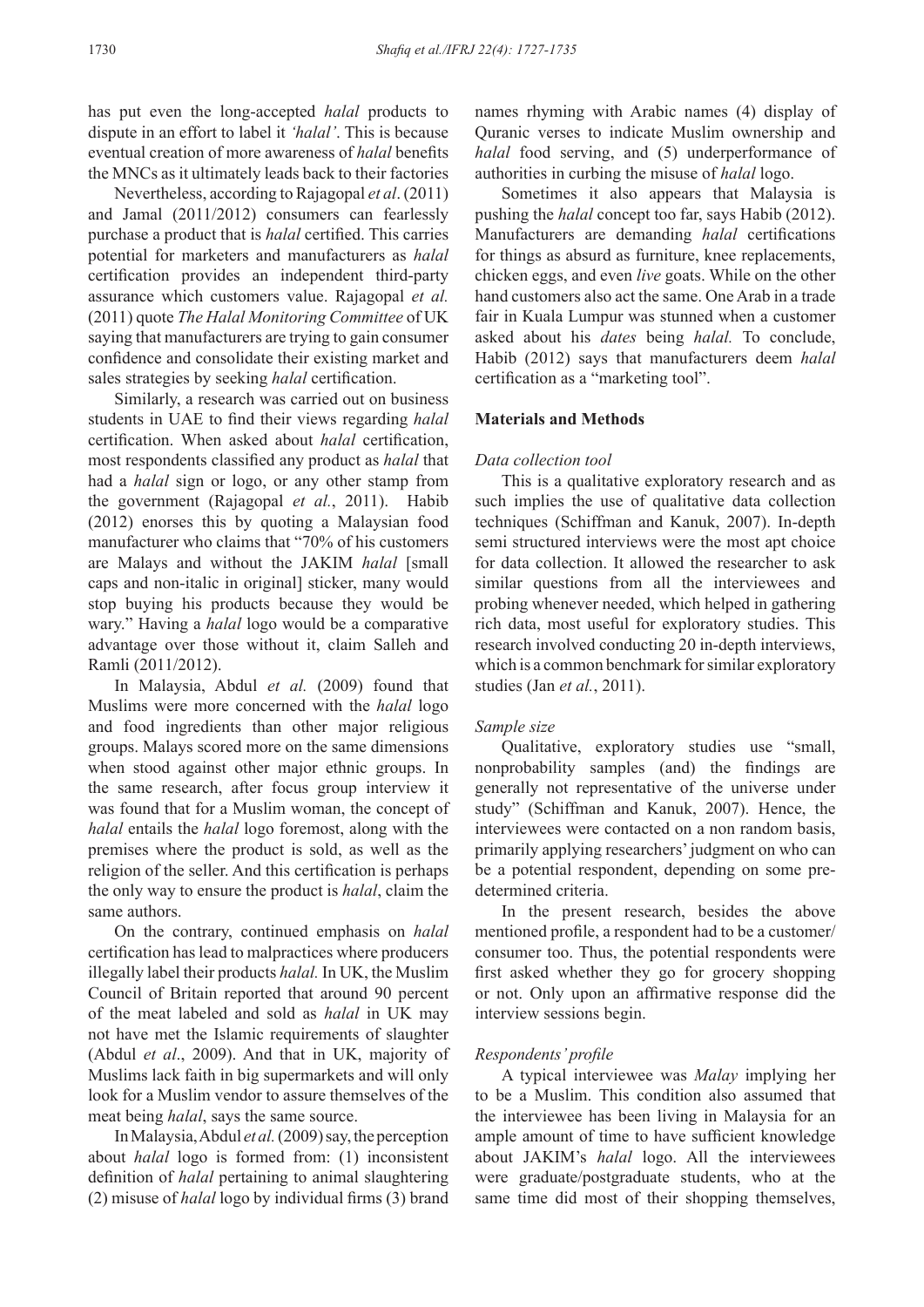has put even the long-accepted *halal* products to dispute in an effort to label it *'halal'*. This is because eventual creation of more awareness of *halal* benefits the MNCs as it ultimately leads back to their factories

Nevertheless, according to Rajagopal *et al*. (2011) and Jamal (2011/2012) consumers can fearlessly purchase a product that is *halal* certified. This carries potential for marketers and manufacturers as *halal* certification provides an independent third-party assurance which customers value. Rajagopal *et al.* (2011) quote *The Halal Monitoring Committee* of UK saying that manufacturers are trying to gain consumer confidence and consolidate their existing market and sales strategies by seeking *halal* certification.

Similarly, a research was carried out on business students in UAE to find their views regarding *halal* certification. When asked about *halal* certification, most respondents classified any product as *halal* that had a *halal* sign or logo, or any other stamp from the government (Rajagopal *et al.*, 2011). Habib (2012) enorses this by quoting a Malaysian food manufacturer who claims that "70% of his customers are Malays and without the JAKIM *halal* [small caps and non-italic in original] sticker, many would stop buying his products because they would be wary." Having a *halal* logo would be a comparative advantage over those without it, claim Salleh and Ramli (2011/2012).

In Malaysia, Abdul *et al.* (2009) found that Muslims were more concerned with the *halal* logo and food ingredients than other major religious groups. Malays scored more on the same dimensions when stood against other major ethnic groups. In the same research, after focus group interview it was found that for a Muslim woman, the concept of *halal* entails the *halal* logo foremost, along with the premises where the product is sold, as well as the religion of the seller. And this certification is perhaps the only way to ensure the product is *halal*, claim the same authors.

On the contrary, continued emphasis on *halal* certification has lead to malpractices where producers illegally label their products *halal.* In UK, the Muslim Council of Britain reported that around 90 percent of the meat labeled and sold as *halal* in UK may not have met the Islamic requirements of slaughter (Abdul *et al*., 2009). And that in UK, majority of Muslims lack faith in big supermarkets and will only look for a Muslim vendor to assure themselves of the meat being *halal*, says the same source.

In Malaysia, Abdul *et al.* (2009) say, the perception about *halal* logo is formed from: (1) inconsistent definition of *halal* pertaining to animal slaughtering (2) misuse of *halal* logo by individual firms (3) brand names rhyming with Arabic names (4) display of Quranic verses to indicate Muslim ownership and *halal* food serving, and (5) underperformance of authorities in curbing the misuse of *halal* logo.

Sometimes it also appears that Malaysia is pushing the *halal* concept too far, says Habib (2012). Manufacturers are demanding *halal* certifications for things as absurd as furniture, knee replacements, chicken eggs, and even *live* goats. While on the other hand customers also act the same. One Arab in a trade fair in Kuala Lumpur was stunned when a customer asked about his *dates* being *halal.* To conclude, Habib (2012) says that manufacturers deem *halal* certification as a "marketing tool".

## Materials and Methods

### *Data collection tool*

This is a qualitative exploratory research and as such implies the use of qualitative data collection techniques (Schiffman and Kanuk, 2007). In-depth semi structured interviews were the most apt choice for data collection. It allowed the researcher to ask similar questions from all the interviewees and probing whenever needed, which helped in gathering rich data, most useful for exploratory studies. This research involved conducting 20 in-depth interviews, which is a common benchmark for similar exploratory studies (Jan *et al.*, 2011).

### *Sample size*

Qualitative, exploratory studies use "small, nonprobability samples (and) the findings are generally not representative of the universe under study" (Schiffman and Kanuk, 2007). Hence, the interviewees were contacted on a non random basis, primarily applying researchers' judgment on who can be a potential respondent, depending on some pre-determined criteria.

In the present research, besides the above mentioned profile, a respondent had to be a customer/consumer too. Thus, the potential respondents were first asked whether they go for grocery shopping or not. Only upon an affirmative response did the interview sessions begin.

### *Respondents' profile*

A typical interviewee was *Malay* implying her to be a Muslim. This condition also assumed that the interviewee has been living in Malaysia for an ample amount of time to have sufficient knowledge about JAKIM's *halal* logo. All the interviewees were graduate/postgraduate students, who at the same time did most of their shopping themselves,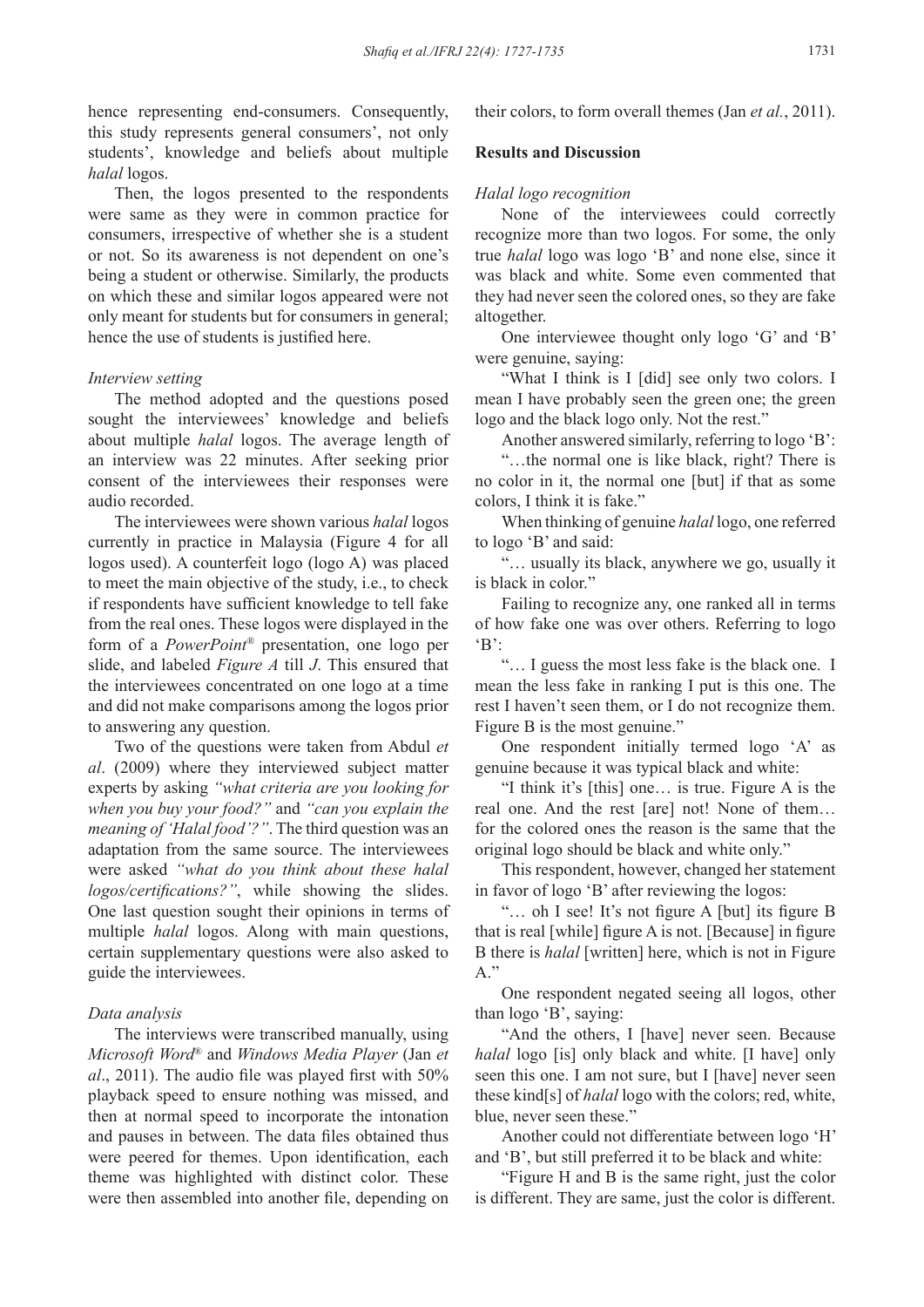hence representing end-consumers. Consequently, this study represents general consumers', not only students', knowledge and beliefs about multiple *halal* logos.

Then, the logos presented to the respondents were same as they were in common practice for consumers, irrespective of whether she is a student or not. So its awareness is not dependent on one's being a student or otherwise. Similarly, the products on which these and similar logos appeared were not only meant for students but for consumers in general; hence the use of students is justified here.

*Interview setting*

The method adopted and the questions posed sought the interviewees' knowledge and beliefs about multiple *halal* logos. The average length of an interview was 22 minutes. After seeking prior consent of the interviewees their responses were audio recorded.

The interviewees were shown various *halal* logos currently in practice in Malaysia (Figure 4 for all logos used). A counterfeit logo (logo A) was placed to meet the main objective of the study, i.e., to check if respondents have sufficient knowledge to tell fake from the real ones. These logos were displayed in the form of a *PowerPoint*® presentation, one logo per slide, and labeled *Figure A* till *J*. This ensured that the interviewees concentrated on one logo at a time and did not make comparisons among the logos prior to answering any question.

Two of the questions were taken from Abdul *et al*. (2009) where they interviewed subject matter experts by asking *"what criteria are you looking for when you buy your food?"* and *"can you explain the meaning of 'Halal food'?"*. The third question was an adaptation from the same source. The interviewees were asked *"what do you think about these halal logos/certifications?"*, while showing the slides. One last question sought their opinions in terms of multiple *halal* logos. Along with main questions, certain supplementary questions were also asked to guide the interviewees.

*Data analysis*

The interviews were transcribed manually, using *Microsoft Word*® and *Windows Media Player* (Jan *et al*., 2011). The audio file was played first with 50% playback speed to ensure nothing was missed, and then at normal speed to incorporate the intonation and pauses in between. The data files obtained thus were peered for themes. Upon identification, each theme was highlighted with distinct color. These were then assembled into another file, depending on their colors, to form overall themes (Jan *et al.*, 2011).

**Results and Discussion**

*Halal logo recognition*

None of the interviewees could correctly recognize more than two logos. For some, the only true *halal* logo was logo 'B' and none else, since it was black and white. Some even commented that they had never seen the colored ones, so they are fake altogether.

One interviewee thought only logo 'G' and 'B' were genuine, saying:

"What I think is I [did] see only two colors. I mean I have probably seen the green one; the green logo and the black logo only. Not the rest."

Another answered similarly, referring to logo 'B':

"…the normal one is like black, right? There is no color in it, the normal one [but] if that as some colors, I think it is fake."

When thinking of genuine *halal* logo, one referred to logo 'B' and said:

"… usually its black, anywhere we go, usually it is black in color."

Failing to recognize any, one ranked all in terms of how fake one was over others. Referring to logo 'B':

"… I guess the most less fake is the black one. I mean the less fake in ranking I put is this one. The rest I haven't seen them, or I do not recognize them. Figure B is the most genuine."

One respondent initially termed logo 'A' as genuine because it was typical black and white:

"I think it's [this] one… is true. Figure A is the real one. And the rest [are] not! None of them… for the colored ones the reason is the same that the original logo should be black and white only."

This respondent, however, changed her statement in favor of logo 'B' after reviewing the logos:

"… oh I see! It's not figure A [but] its figure B that is real [while] figure A is not. [Because] in figure B there is *halal* [written] here, which is not in Figure A."

One respondent negated seeing all logos, other than logo 'B', saying:

"And the others, I [have] never seen. Because *halal* logo [is] only black and white. [I have] only seen this one. I am not sure, but I [have] never seen these kind[s] of *halal* logo with the colors; red, white, blue, never seen these."

Another could not differentiate between logo 'H' and 'B', but still preferred it to be black and white:

"Figure H and B is the same right, just the color is different. They are same, just the color is different.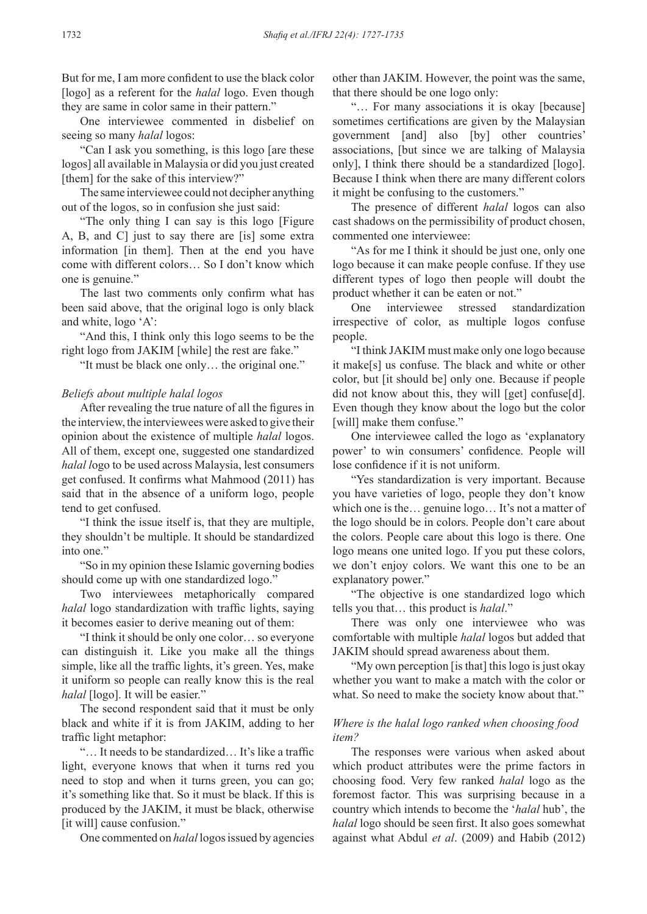But for me, I am more confident to use the black color [logo] as a referent for the *halal* logo. Even though they are same in color same in their pattern."

One interviewee commented in disbelief on seeing so many *halal* logos:

"Can I ask you something, is this logo [are these logos] all available in Malaysia or did you just created [them] for the sake of this interview?"

The same interviewee could not decipher anything out of the logos, so in confusion she just said:

"The only thing I can say is this logo [Figure A, B, and C] just to say there are [is] some extra information [in them]. Then at the end you have come with different colors… So I don't know which one is genuine."

The last two comments only confirm what has been said above, that the original logo is only black and white, logo 'A':

"And this, I think only this logo seems to be the right logo from JAKIM [while] the rest are fake."

"It must be black one only… the original one."

*Beliefs about multiple halal logos*

After revealing the true nature of all the figures in the interview, the interviewees were asked to give their opinion about the existence of multiple *halal* logos. All of them, except one, suggested one standardized *halal* logo to be used across Malaysia, lest consumers get confused. It confirms what Mahmood (2011) has said that in the absence of a uniform logo, people tend to get confused.

"I think the issue itself is, that they are multiple, they shouldn't be multiple. It should be standardized into one."

"So in my opinion these Islamic governing bodies should come up with one standardized logo."

Two interviewees metaphorically compared *halal* logo standardization with traffic lights, saying it becomes easier to derive meaning out of them:

"I think it should be only one color… so everyone can distinguish it. Like you make all the things simple, like all the traffic lights, it's green. Yes, make it uniform so people can really know this is the real *halal* [logo]. It will be easier."

The second respondent said that it must be only black and white if it is from JAKIM, adding to her traffic light metaphor:

"… It needs to be standardized… It's like a traffic light, everyone knows that when it turns red you need to stop and when it turns green, you can go; it's something like that. So it must be black. If this is produced by the JAKIM, it must be black, otherwise [it will] cause confusion."

One commented on *halal* logos issued by agencies other than JAKIM. However, the point was the same, that there should be one logo only:

"… For many associations it is okay [because] sometimes certifications are given by the Malaysian government [and] also [by] other countries' associations, [but since we are talking of Malaysia only], I think there should be a standardized [logo]. Because I think when there are many different colors it might be confusing to the customers."

The presence of different *halal* logos can also cast shadows on the permissibility of product chosen, commented one interviewee:

"As for me I think it should be just one, only one logo because it can make people confuse. If they use different types of logo then people will doubt the product whether it can be eaten or not."

One interviewee stressed standardization irrespective of color, as multiple logos confuse people.

"I think JAKIM must make only one logo because it make[s] us confuse. The black and white or other color, but [it should be] only one. Because if people did not know about this, they will [get] confuse[d]. Even though they know about the logo but the color [will] make them confuse."

One interviewee called the logo as 'explanatory power' to win consumers' confidence. People will lose confidence if it is not uniform.

"Yes standardization is very important. Because you have varieties of logo, people they don't know which one is the… genuine logo… It's not a matter of the logo should be in colors. People don't care about the colors. People care about this logo is there. One logo means one united logo. If you put these colors, we don't enjoy colors. We want this one to be an explanatory power."

"The objective is one standardized logo which tells you that… this product is *halal*."

There was only one interviewee who was comfortable with multiple *halal* logos but added that JAKIM should spread awareness about them.

"My own perception [is that] this logo is just okay whether you want to make a match with the color or what. So need to make the society know about that."

*Where is the halal logo ranked when choosing food item?*

The responses were various when asked about which product attributes were the prime factors in choosing food. Very few ranked *halal* logo as the foremost factor. This was surprising because in a country which intends to become the '*halal* hub', the *halal* logo should be seen first. It also goes somewhat against what Abdul *et al*. (2009) and Habib (2012)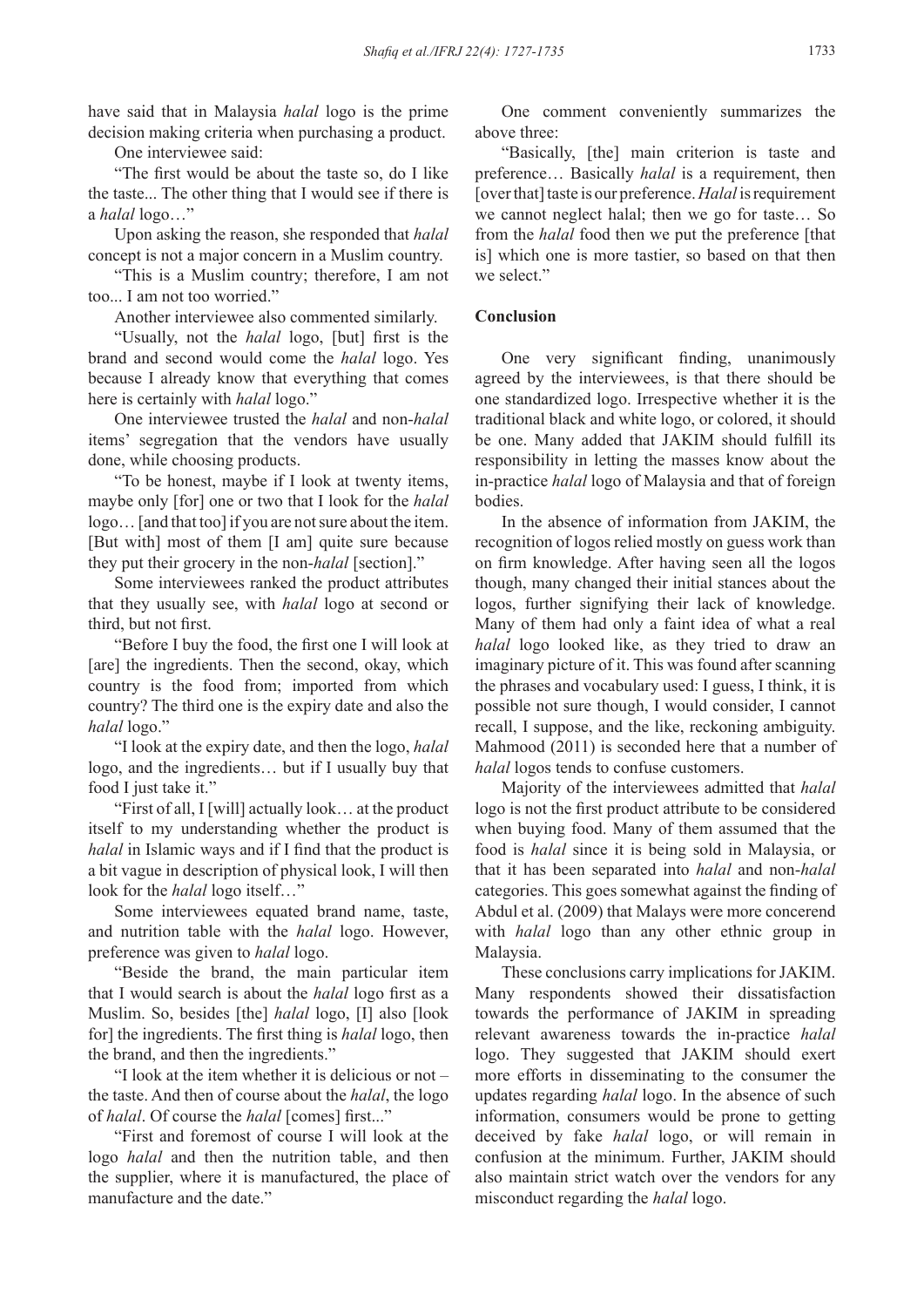have said that in Malaysia *halal* logo is the prime decision making criteria when purchasing a product.

One interviewee said:

"The first would be about the taste so, do I like the taste... The other thing that I would see if there is a *halal* logo…"

Upon asking the reason, she responded that *halal* concept is not a major concern in a Muslim country.

"This is a Muslim country; therefore, I am not too... I am not too worried."

Another interviewee also commented similarly.

"Usually, not the *halal* logo, [but] first is the brand and second would come the *halal* logo. Yes because I already know that everything that comes here is certainly with *halal* logo."

One interviewee trusted the *halal* and non-*halal* items' segregation that the vendors have usually done, while choosing products.

"To be honest, maybe if I look at twenty items, maybe only [for] one or two that I look for the *halal* logo… [and that too] if you are not sure about the item. [But with] most of them [I am] quite sure because they put their grocery in the non-*halal* [section]."

Some interviewees ranked the product attributes that they usually see, with *halal* logo at second or third, but not first.

"Before I buy the food, the first one I will look at [are] the ingredients. Then the second, okay, which country is the food from; imported from which country? The third one is the expiry date and also the *halal* logo."

"I look at the expiry date, and then the logo, *halal* logo, and the ingredients… but if I usually buy that food I just take it."

"First of all, I [will] actually look… at the product itself to my understanding whether the product is *halal* in Islamic ways and if I find that the product is a bit vague in description of physical look, I will then look for the *halal* logo itself…"

Some interviewees equated brand name, taste, and nutrition table with the *halal* logo. However, preference was given to *halal* logo.

"Beside the brand, the main particular item that I would search is about the *halal* logo first as a Muslim. So, besides [the] *halal* logo, [I] also [look for] the ingredients. The first thing is *halal* logo, then the brand, and then the ingredients."

"I look at the item whether it is delicious or not – the taste. And then of course about the *halal*, the logo of *halal*. Of course the *halal* [comes] first..."

"First and foremost of course I will look at the logo *halal* and then the nutrition table, and then the supplier, where it is manufactured, the place of manufacture and the date."

One comment conveniently summarizes the above three:

"Basically, [the] main criterion is taste and preference… Basically *halal* is a requirement, then [over that] taste is our preference. *Halal* is requirement we cannot neglect halal; then we go for taste… So from the *halal* food then we put the preference [that is] which one is more tastier, so based on that then we select."

## Conclusion

One very significant finding, unanimously agreed by the interviewees, is that there should be one standardized logo. Irrespective whether it is the traditional black and white logo, or colored, it should be one. Many added that JAKIM should fulfill its responsibility in letting the masses know about the in-practice *halal* logo of Malaysia and that of foreign bodies.

In the absence of information from JAKIM, the recognition of logos relied mostly on guess work than on firm knowledge. After having seen all the logos though, many changed their initial stances about the logos, further signifying their lack of knowledge. Many of them had only a faint idea of what a real *halal* logo looked like, as they tried to draw an imaginary picture of it. This was found after scanning the phrases and vocabulary used: I guess, I think, it is possible not sure though, I would consider, I cannot recall, I suppose, and the like, reckoning ambiguity. Mahmood (2011) is seconded here that a number of *halal* logos tends to confuse customers.

Majority of the interviewees admitted that *halal* logo is not the first product attribute to be considered when buying food. Many of them assumed that the food is *halal* since it is being sold in Malaysia, or that it has been separated into *halal* and non-*halal* categories. This goes somewhat against the finding of Abdul et al. (2009) that Malays were more concerend with *halal* logo than any other ethnic group in Malaysia.

These conclusions carry implications for JAKIM. Many respondents showed their dissatisfaction towards the performance of JAKIM in spreading relevant awareness towards the in-practice *halal* logo. They suggested that JAKIM should exert more efforts in disseminating to the consumer the updates regarding *halal* logo. In the absence of such information, consumers would be prone to getting deceived by fake *halal* logo, or will remain in confusion at the minimum. Further, JAKIM should also maintain strict watch over the vendors for any misconduct regarding the *halal* logo.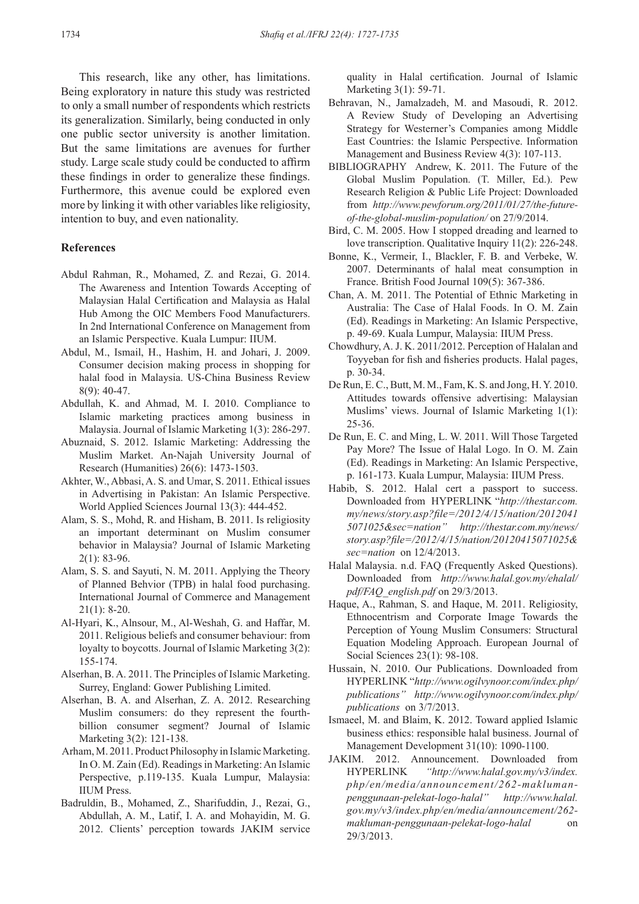This research, like any other, has limitations. Being exploratory in nature this study was restricted to only a small number of respondents which restricts its generalization. Similarly, being conducted in only one public sector university is another limitation. But the same limitations are avenues for further study. Large scale study could be conducted to affirm these findings in order to generalize these findings. Furthermore, this avenue could be explored even more by linking it with other variables like religiosity, intention to buy, and even nationality.

## References

Abdul Rahman, R., Mohamed, Z. and Rezai, G. 2014. The Awareness and Intention Towards Accepting of Malaysian Halal Certification and Malaysia as Halal Hub Among the OIC Members Food Manufacturers. In 2nd International Conference on Management from an Islamic Perspective. Kuala Lumpur: IIUM.

Abdul, M., Ismail, H., Hashim, H. and Johari, J. 2009. Consumer decision making process in shopping for halal food in Malaysia. US-China Business Review 8(9): 40-47.

Abdullah, K. and Ahmad, M. I. 2010. Compliance to Islamic marketing practices among business in Malaysia. Journal of Islamic Marketing 1(3): 286-297.

Abuznaid, S. 2012. Islamic Marketing: Addressing the Muslim Market. An-Najah University Journal of Research (Humanities) 26(6): 1473-1503.

Akhter, W., Abbasi, A. S. and Umar, S. 2011. Ethical issues in Advertising in Pakistan: An Islamic Perspective. World Applied Sciences Journal 13(3): 444-452.

Alam, S. S., Mohd, R. and Hisham, B. 2011. Is religiosity an important determinant on Muslim consumer behavior in Malaysia? Journal of Islamic Marketing 2(1): 83-96.

Alam, S. S. and Sayuti, N. M. 2011. Applying the Theory of Planned Behvior (TPB) in halal food purchasing. International Journal of Commerce and Management 21(1): 8-20.

Al-Hyari, K., Alnsour, M., Al-Weshah, G. and Haffar, M. 2011. Religious beliefs and consumer behaviour: from loyalty to boycotts. Journal of Islamic Marketing 3(2): 155-174.

Alserhan, B. A. 2011. The Principles of Islamic Marketing. Surrey, England: Gower Publishing Limited.

Alserhan, B. A. and Alserhan, Z. A. 2012. Researching Muslim consumers: do they represent the fourth-billion consumer segment? Journal of Islamic Marketing 3(2): 121-138.

Arham, M. 2011. Product Philosophy in Islamic Marketing. In O. M. Zain (Ed). Readings in Marketing: An Islamic Perspective, p.119-135. Kuala Lumpur, Malaysia: IIUM Press.

Badruldin, B., Mohamed, Z., Sharifuddin, J., Rezai, G., Abdullah, A. M., Latif, I. A. and Mohayidin, M. G. 2012. Clients' perception towards JAKIM service quality in Halal certification. Journal of Islamic Marketing 3(1): 59-71.

Behravan, N., Jamalzadeh, M. and Masoudi, R. 2012. A Review Study of Developing an Advertising Strategy for Westerner's Companies among Middle East Countries: the Islamic Perspective. Information Management and Business Review 4(3): 107-113.

BIBLIOGRAPHY Andrew, K. 2011. The Future of the Global Muslim Population. (T. Miller, Ed.). Pew Research Religion & Public Life Project: Downloaded from *http://www.pewforum.org/2011/01/27/the-future-of-the-global-muslim-population/* on 27/9/2014.

Bird, C. M. 2005. How I stopped dreading and learned to love transcription. Qualitative Inquiry 11(2): 226-248.

Bonne, K., Vermeir, I., Blackler, F. B. and Verbeke, W. 2007. Determinants of halal meat consumption in France. British Food Journal 109(5): 367-386.

Chan, A. M. 2011. The Potential of Ethnic Marketing in Australia: The Case of Halal Foods. In O. M. Zain (Ed). Readings in Marketing: An Islamic Perspective, p. 49-69. Kuala Lumpur, Malaysia: IIUM Press.

Chowdhury, A. J. K. 2011/2012. Perception of Halalan and Toyyeban for fish and fisheries products. Halal pages, p. 30-34.

De Run, E. C., Butt, M. M., Fam, K. S. and Jong, H. Y. 2010. Attitudes towards offensive advertising: Malaysian Muslims' views. Journal of Islamic Marketing 1(1): 25-36.

De Run, E. C. and Ming, L. W. 2011. Will Those Targeted Pay More? The Issue of Halal Logo. In O. M. Zain (Ed). Readings in Marketing: An Islamic Perspective, p. 161-173. Kuala Lumpur, Malaysia: IIUM Press.

Habib, S. 2012. Halal cert a passport to success. Downloaded from HYPERLINK "*http://thestar.com.my/news/story.asp?file=/2012/4/15/nation/20120415071025&sec=nation" http://thestar.com.my/news/story.asp?file=/2012/4/15/nation/20120415071025&sec=nation* on 12/4/2013.

Halal Malaysia. n.d. FAQ (Frequently Asked Questions). Downloaded from *http://www.halal.gov.my/ehalal/pdf/FAQ_english.pdf* on 29/3/2013.

Haque, A., Rahman, S. and Haque, M. 2011. Religiosity, Ethnocentrism and Corporate Image Towards the Perception of Young Muslim Consumers: Structural Equation Modeling Approach. European Journal of Social Sciences 23(1): 98-108.

Hussain, N. 2010. Our Publications. Downloaded from HYPERLINK "*http://www.ogilvynoor.com/index.php/publications" http://www.ogilvynoor.com/index.php/publications* on 3/7/2013.

Ismaeel, M. and Blaim, K. 2012. Toward applied Islamic business ethics: responsible halal business. Journal of Management Development 31(10): 1090-1100.

JAKIM. 2012. Announcement. Downloaded from HYPERLINK *"http://www.halal.gov.my/v3/index.php/en/media/announcement/262-makluman-penggunaan-pelekat-logo-halal" http://www.halal.gov.my/v3/index.php/en/media/announcement/262-makluman-penggunaan-pelekat-logo-halal* on 29/3/2013.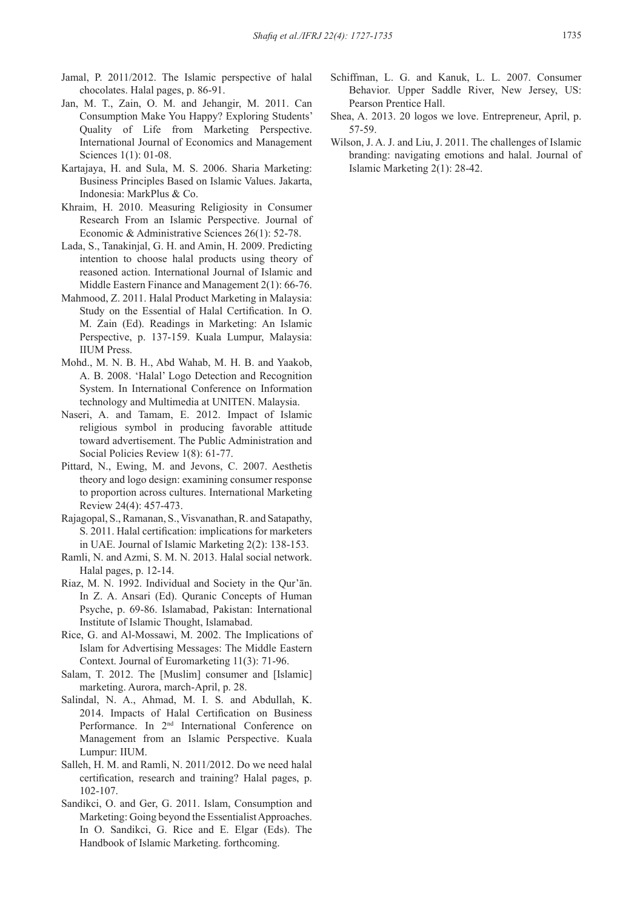Jamal, P. 2011/2012. The Islamic perspective of halal chocolates. Halal pages, p. 86-91.

Jan, M. T., Zain, O. M. and Jehangir, M. 2011. Can Consumption Make You Happy? Exploring Students' Quality of Life from Marketing Perspective. International Journal of Economics and Management Sciences 1(1): 01-08.

Kartajaya, H. and Sula, M. S. 2006. Sharia Marketing: Business Principles Based on Islamic Values. Jakarta, Indonesia: MarkPlus & Co.

Khraim, H. 2010. Measuring Religiosity in Consumer Research From an Islamic Perspective. Journal of Economic & Administrative Sciences 26(1): 52-78.

Lada, S., Tanakinjal, G. H. and Amin, H. 2009. Predicting intention to choose halal products using theory of reasoned action. International Journal of Islamic and Middle Eastern Finance and Management 2(1): 66-76.

Mahmood, Z. 2011. Halal Product Marketing in Malaysia: Study on the Essential of Halal Certification. In O. M. Zain (Ed). Readings in Marketing: An Islamic Perspective, p. 137-159. Kuala Lumpur, Malaysia: IIUM Press.

Mohd., M. N. B. H., Abd Wahab, M. H. B. and Yaakob, A. B. 2008. 'Halal' Logo Detection and Recognition System. In International Conference on Information technology and Multimedia at UNITEN. Malaysia.

Naseri, A. and Tamam, E. 2012. Impact of Islamic religious symbol in producing favorable attitude toward advertisement. The Public Administration and Social Policies Review 1(8): 61-77.

Pittard, N., Ewing, M. and Jevons, C. 2007. Aesthetis theory and logo design: examining consumer response to proportion across cultures. International Marketing Review 24(4): 457-473.

Rajagopal, S., Ramanan, S., Visvanathan, R. and Satapathy, S. 2011. Halal certification: implications for marketers in UAE. Journal of Islamic Marketing 2(2): 138-153.

Ramli, N. and Azmi, S. M. N. 2013. Halal social network. Halal pages, p. 12-14.

Riaz, M. N. 1992. Individual and Society in the Qur'ān. In Z. A. Ansari (Ed). Quranic Concepts of Human Psyche, p. 69-86. Islamabad, Pakistan: International Institute of Islamic Thought, Islamabad.

Rice, G. and Al-Mossawi, M. 2002. The Implications of Islam for Advertising Messages: The Middle Eastern Context. Journal of Euromarketing 11(3): 71-96.

Salam, T. 2012. The [Muslim] consumer and [Islamic] marketing. Aurora, march-April, p. 28.

Salindal, N. A., Ahmad, M. I. S. and Abdullah, K. 2014. Impacts of Halal Certification on Business Performance. In 2nd International Conference on Management from an Islamic Perspective. Kuala Lumpur: IIUM.

Salleh, H. M. and Ramli, N. 2011/2012. Do we need halal certification, research and training? Halal pages, p. 102-107.

Sandikci, O. and Ger, G. 2011. Islam, Consumption and Marketing: Going beyond the Essentialist Approaches. In O. Sandikci, G. Rice and E. Elgar (Eds). The Handbook of Islamic Marketing. forthcoming.

Schiffman, L. G. and Kanuk, L. L. 2007. Consumer Behavior. Upper Saddle River, New Jersey, US: Pearson Prentice Hall.

Shea, A. 2013. 20 logos we love. Entrepreneur, April, p. 57-59.

Wilson, J. A. J. and Liu, J. 2011. The challenges of Islamic branding: navigating emotions and halal. Journal of Islamic Marketing 2(1): 28-42.